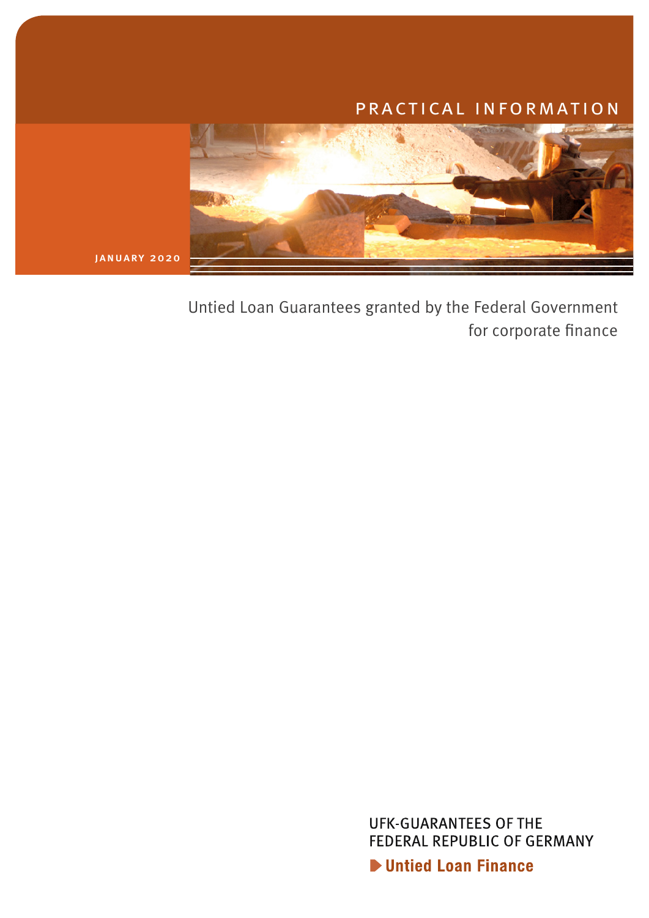PRACTICAL INFORMATION

JANUARY 2020

# Untied Loan Guarantees granted by the Federal Government for corporate finance

UFK-GUARANTEES OF THE FEDERAL REPUBLIC OF GERMANY

**Untied Loan Finance**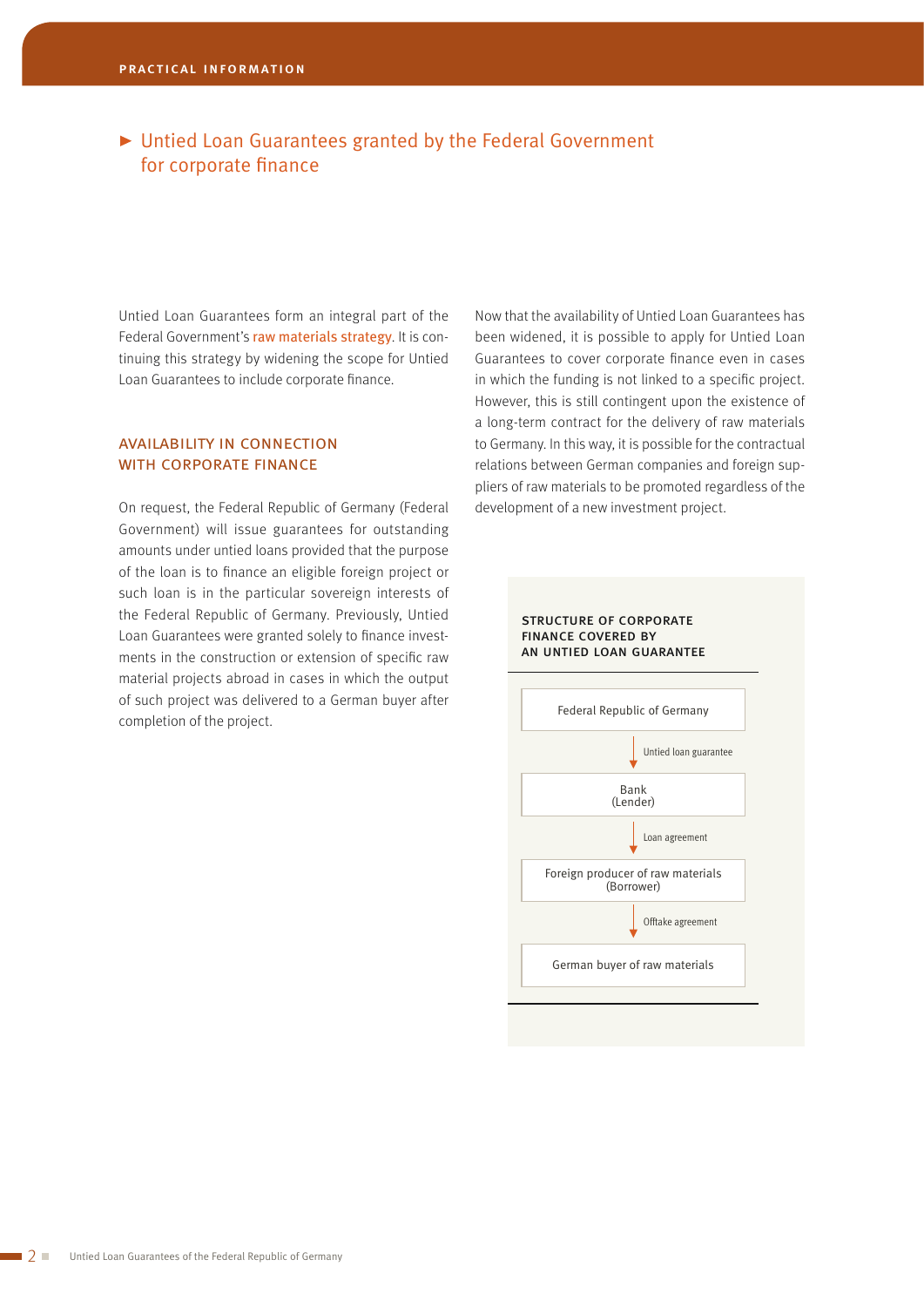## Untied Loan Guarantees granted by the Federal Government for corporate finance

Untied Loan Guarantees form an integral part of the Federal Government's raw materials strategy. It is continuing this strategy by widening the scope for Untied Loan Guarantees to include corporate finance.

### AVAILABILITY IN CONNECTION WITH CORPORATE FINANCE

On request, the Federal Republic of Germany (Federal Government) will issue guarantees for outstanding amounts under untied loans provided that the purpose of the loan is to finance an eligible foreign project or such loan is in the particular sovereign interests of the Federal Republic of Germany. Previously, Untied Loan Guarantees were granted solely to finance investments in the construction or extension of specific raw material projects abroad in cases in which the output of such project was delivered to a German buyer after completion of the project.

Now that the availability of Untied Loan Guarantees has been widened, it is possible to apply for Untied Loan Guarantees to cover corporate finance even in cases in which the funding is not linked to a specific project. However, this is still contingent upon the existence of a long-term contract for the delivery of raw materials to Germany. In this way, it is possible for the contractual relations between German companies and foreign suppliers of raw materials to be promoted regardless of the development of a new investment project.

**STRUCTURE OF CORPORATE FINANCE COVERED BY AN UNTIED LOAN GUARANTEE**

Federal Republic of Germany

↓ Untied loan guarantee

Bank
(Lender)

↓ Loan agreement

Foreign producer of raw materials
(Borrower)

↓ Offtake agreement

German buyer of raw materials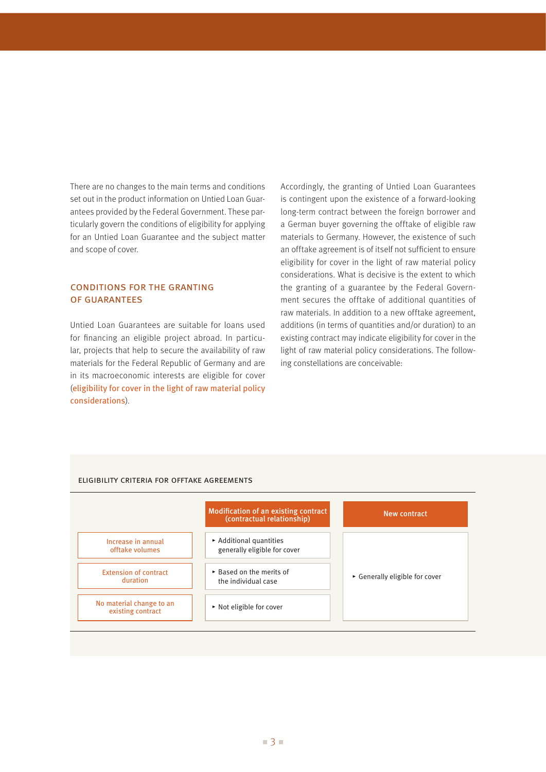There are no changes to the main terms and conditions set out in the product information on Untied Loan Guarantees provided by the Federal Government. These particularly govern the conditions of eligibility for applying for an Untied Loan Guarantee and the subject matter and scope of cover.

## CONDITIONS FOR THE GRANTING OF GUARANTEES

Untied Loan Guarantees are suitable for loans used for financing an eligible project abroad. In particular, projects that help to secure the availability of raw materials for the Federal Republic of Germany and are in its macroeconomic interests are eligible for cover (eligibility for cover in the light of raw material policy considerations).

Accordingly, the granting of Untied Loan Guarantees is contingent upon the existence of a forward-looking long-term contract between the foreign borrower and a German buyer governing the offtake of eligible raw materials to Germany. However, the existence of such an offtake agreement is of itself not sufficient to ensure eligibility for cover in the light of raw material policy considerations. What is decisive is the extent to which the granting of a guarantee by the Federal Government secures the offtake of additional quantities of raw materials. In addition to a new offtake agreement, additions (in terms of quantities and/or duration) to an existing contract may indicate eligibility for cover in the light of raw material policy considerations. The following constellations are conceivable:

ELIGIBILITY CRITERIA FOR OFFTAKE AGREEMENTS

| | Modification of an existing contract (contractual relationship) | New contract |
|---|---|---|
| Increase in annual offtake volumes | ▸ Additional quantities generally eligible for cover | ▸ Generally eligible for cover |
| Extension of contract duration | ▸ Based on the merits of the individual case | |
| No material change to an existing contract | ▸ Not eligible for cover | |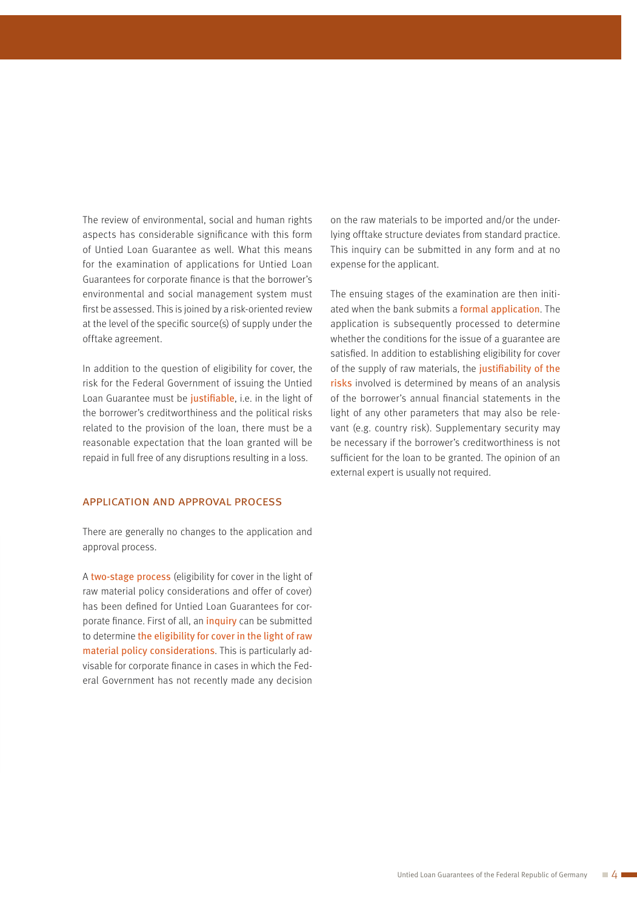The review of environmental, social and human rights aspects has considerable significance with this form of Untied Loan Guarantee as well. What this means for the examination of applications for Untied Loan Guarantees for corporate finance is that the borrower's environmental and social management system must first be assessed. This is joined by a risk-oriented review at the level of the specific source(s) of supply under the offtake agreement.

In addition to the question of eligibility for cover, the risk for the Federal Government of issuing the Untied Loan Guarantee must be justifiable, i.e. in the light of the borrower's creditworthiness and the political risks related to the provision of the loan, there must be a reasonable expectation that the loan granted will be repaid in full free of any disruptions resulting in a loss.

## APPLICATION AND APPROVAL PROCESS

There are generally no changes to the application and approval process.

A two-stage process (eligibility for cover in the light of raw material policy considerations and offer of cover) has been defined for Untied Loan Guarantees for corporate finance. First of all, an inquiry can be submitted to determine the eligibility for cover in the light of raw material policy considerations. This is particularly advisable for corporate finance in cases in which the Federal Government has not recently made any decision on the raw materials to be imported and/or the underlying offtake structure deviates from standard practice. This inquiry can be submitted in any form and at no expense for the applicant.

The ensuing stages of the examination are then initiated when the bank submits a formal application. The application is subsequently processed to determine whether the conditions for the issue of a guarantee are satisfied. In addition to establishing eligibility for cover of the supply of raw materials, the justifiability of the risks involved is determined by means of an analysis of the borrower's annual financial statements in the light of any other parameters that may also be relevant (e.g. country risk). Supplementary security may be necessary if the borrower's creditworthiness is not sufficient for the loan to be granted. The opinion of an external expert is usually not required.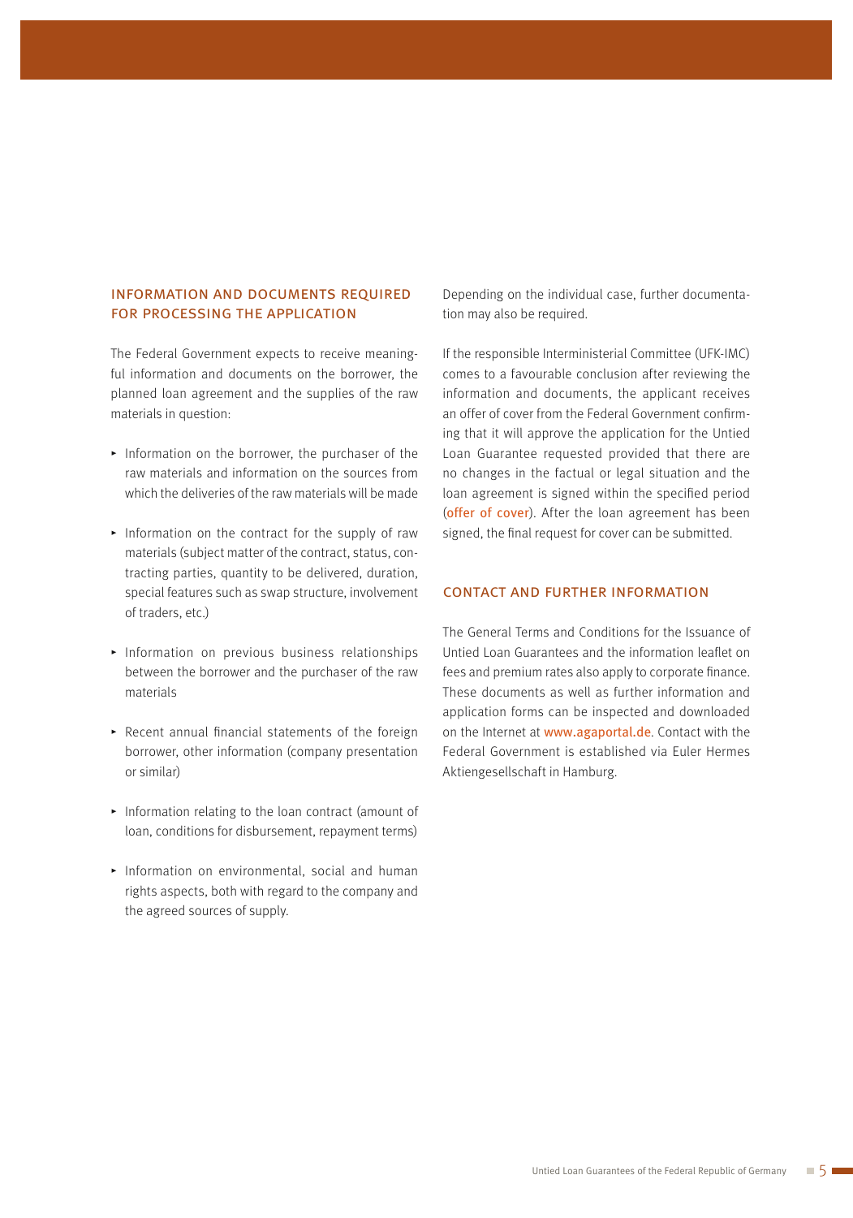## INFORMATION AND DOCUMENTS REQUIRED FOR PROCESSING THE APPLICATION

The Federal Government expects to receive meaningful information and documents on the borrower, the planned loan agreement and the supplies of the raw materials in question:

- Information on the borrower, the purchaser of the raw materials and information on the sources from which the deliveries of the raw materials will be made
- Information on the contract for the supply of raw materials (subject matter of the contract, status, contracting parties, quantity to be delivered, duration, special features such as swap structure, involvement of traders, etc.)
- Information on previous business relationships between the borrower and the purchaser of the raw materials
- Recent annual financial statements of the foreign borrower, other information (company presentation or similar)
- Information relating to the loan contract (amount of loan, conditions for disbursement, repayment terms)
- Information on environmental, social and human rights aspects, both with regard to the company and the agreed sources of supply.

Depending on the individual case, further documentation may also be required.

If the responsible Interministerial Committee (UFK-IMC) comes to a favourable conclusion after reviewing the information and documents, the applicant receives an offer of cover from the Federal Government confirming that it will approve the application for the Untied Loan Guarantee requested provided that there are no changes in the factual or legal situation and the loan agreement is signed within the specified period (offer of cover). After the loan agreement has been signed, the final request for cover can be submitted.

## CONTACT AND FURTHER INFORMATION

The General Terms and Conditions for the Issuance of Untied Loan Guarantees and the information leaflet on fees and premium rates also apply to corporate finance. These documents as well as further information and application forms can be inspected and downloaded on the Internet at www.agaportal.de. Contact with the Federal Government is established via Euler Hermes Aktiengesellschaft in Hamburg.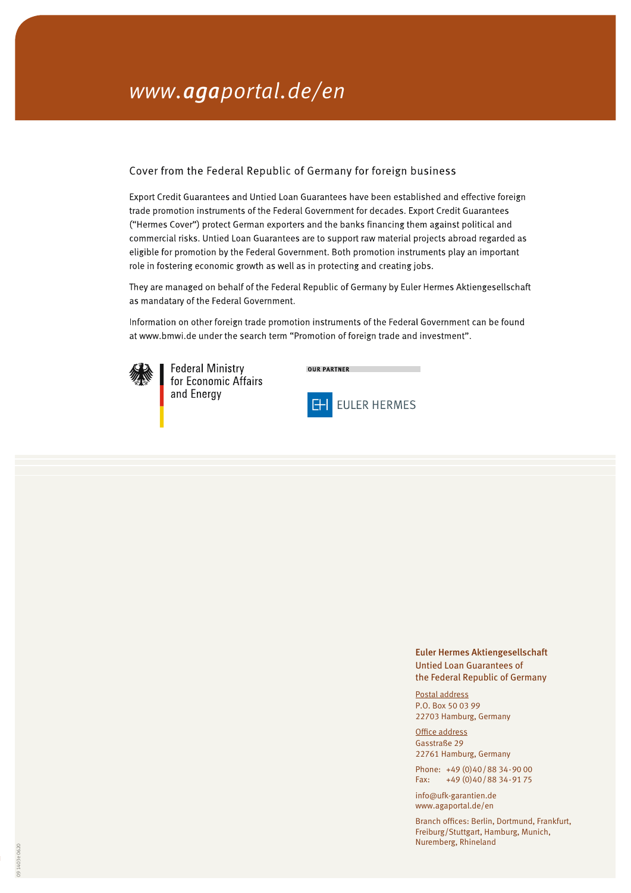*www.**aga**portal.de/en*

## Cover from the Federal Republic of Germany for foreign business

Export Credit Guarantees and Untied Loan Guarantees have been established and effective foreign trade promotion instruments of the Federal Government for decades. Export Credit Guarantees ("Hermes Cover") protect German exporters and the banks financing them against political and commercial risks. Untied Loan Guarantees are to support raw material projects abroad regarded as eligible for promotion by the Federal Government. Both promotion instruments play an important role in fostering economic growth as well as in protecting and creating jobs.

They are managed on behalf of the Federal Republic of Germany by Euler Hermes Aktiengesellschaft as mandatary of the Federal Government.

Information on other foreign trade promotion instruments of the Federal Government can be found at www.bmwi.de under the search term "Promotion of foreign trade and investment".

Federal Ministry
for Economic Affairs
and Energy

OUR PARTNER

EULER HERMES

**Euler Hermes Aktiengesellschaft**
Untied Loan Guarantees of
the Federal Republic of Germany

Postal address
P.O. Box 50 03 99
22703 Hamburg, Germany

Office address
Gasstraße 29
22761 Hamburg, Germany

Phone: +49 (0)40/88 34-90 00
Fax: +49 (0)40/88 34-91 75

info@ufk-garantien.de
www.agaportal.de/en

Branch offices: Berlin, Dortmund, Frankfurt, Freiburg/Stuttgart, Hamburg, Munich, Nuremberg, Rhineland

09 1403e 0620